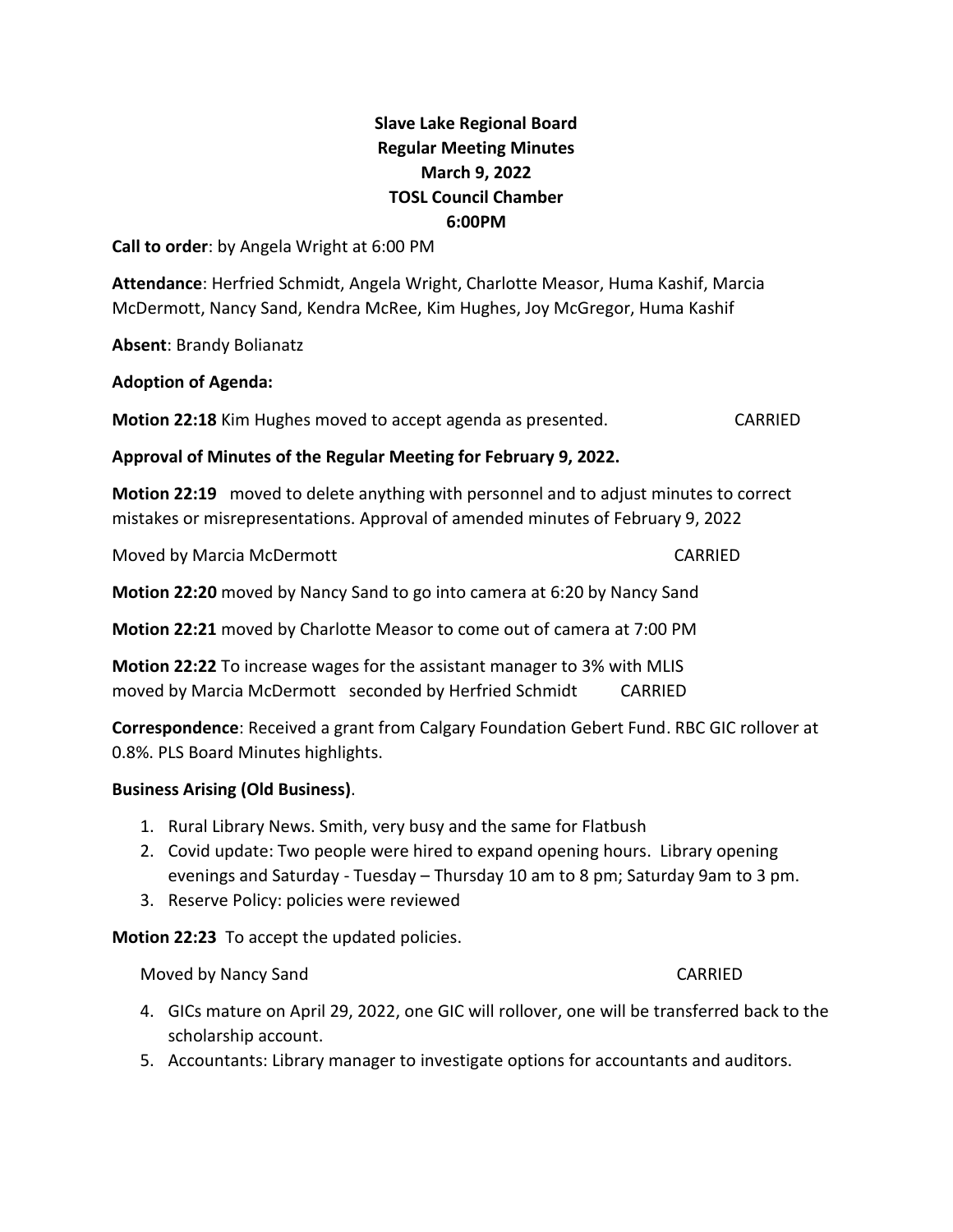**Slave Lake Regional Board**
**Regular Meeting Minutes**
**March 9, 2022**
**TOSL Council Chamber**
**6:00PM**

**Call to order**: by Angela Wright at 6:00 PM

**Attendance**: Herfried Schmidt, Angela Wright, Charlotte Measor, Huma Kashif, Marcia McDermott, Nancy Sand, Kendra McRee, Kim Hughes, Joy McGregor, Huma Kashif

**Absent**: Brandy Bolianatz

**Adoption of Agenda:**

**Motion 22:18** Kim Hughes moved to accept agenda as presented. CARRIED

**Approval of Minutes of the Regular Meeting for February 9, 2022.**

**Motion 22:19** moved to delete anything with personnel and to adjust minutes to correct mistakes or misrepresentations. Approval of amended minutes of February 9, 2022

Moved by Marcia McDermott CARRIED

**Motion 22:20** moved by Nancy Sand to go into camera at 6:20 by Nancy Sand

**Motion 22:21** moved by Charlotte Measor to come out of camera at 7:00 PM

**Motion 22:22** To increase wages for the assistant manager to 3% with MLIS moved by Marcia McDermott seconded by Herfried Schmidt CARRIED

**Correspondence**: Received a grant from Calgary Foundation Gebert Fund. RBC GIC rollover at 0.8%. PLS Board Minutes highlights.

**Business Arising (Old Business)**.

1. Rural Library News. Smith, very busy and the same for Flatbush
2. Covid update: Two people were hired to expand opening hours. Library opening evenings and Saturday - Tuesday – Thursday 10 am to 8 pm; Saturday 9am to 3 pm.
3. Reserve Policy: policies were reviewed

**Motion 22:23** To accept the updated policies.

Moved by Nancy Sand CARRIED

4. GICs mature on April 29, 2022, one GIC will rollover, one will be transferred back to the scholarship account.
5. Accountants: Library manager to investigate options for accountants and auditors.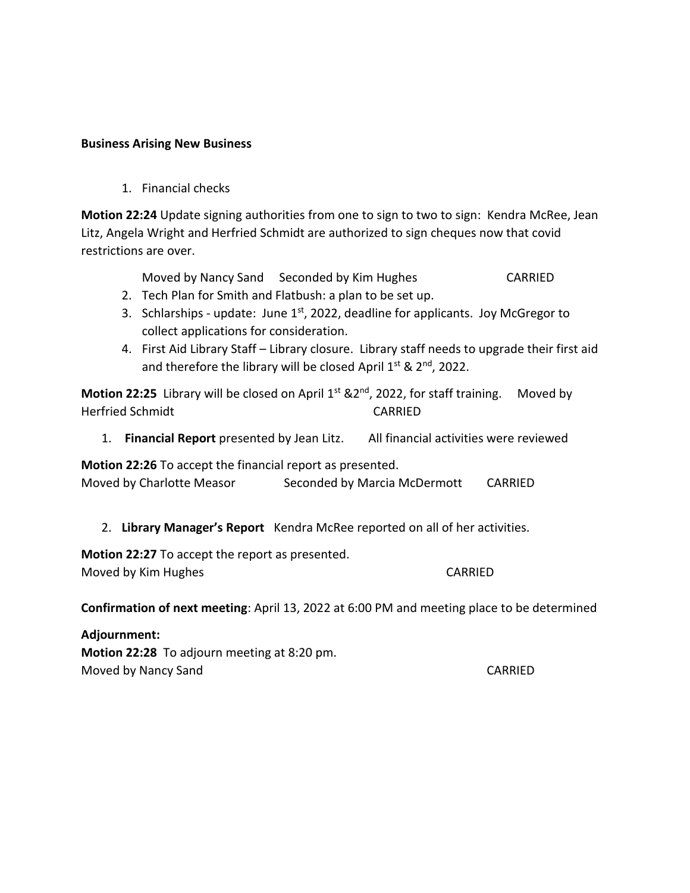**Business Arising New Business**

1. Financial checks

**Motion 22:24** Update signing authorities from one to sign to two to sign: Kendra McRee, Jean Litz, Angela Wright and Herfried Schmidt are authorized to sign cheques now that covid restrictions are over.

Moved by Nancy Sand Seconded by Kim Hughes CARRIED

2. Tech Plan for Smith and Flatbush: a plan to be set up.
3. Schlarships - update: June 1st, 2022, deadline for applicants. Joy McGregor to collect applications for consideration.
4. First Aid Library Staff – Library closure. Library staff needs to upgrade their first aid and therefore the library will be closed April 1st & 2nd, 2022.

**Motion 22:25** Library will be closed on April 1st &2nd, 2022, for staff training. Moved by Herfried Schmidt CARRIED

1. **Financial Report** presented by Jean Litz. All financial activities were reviewed

**Motion 22:26** To accept the financial report as presented.
Moved by Charlotte Measor Seconded by Marcia McDermott CARRIED

2. **Library Manager's Report** Kendra McRee reported on all of her activities.

**Motion 22:27** To accept the report as presented.
Moved by Kim Hughes CARRIED

**Confirmation of next meeting**: April 13, 2022 at 6:00 PM and meeting place to be determined

**Adjournment:**
**Motion 22:28** To adjourn meeting at 8:20 pm.
Moved by Nancy Sand CARRIED